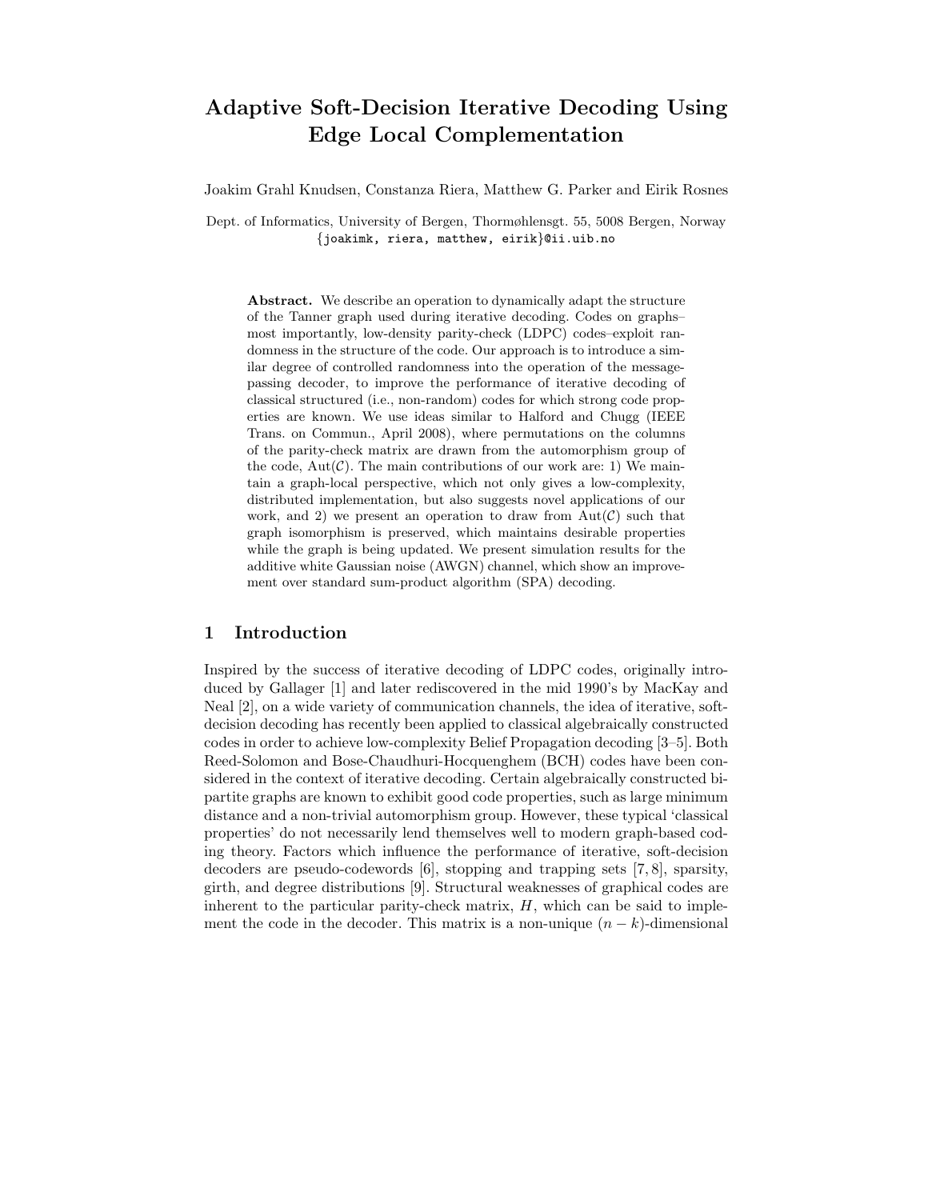# Adaptive Soft-Decision Iterative Decoding Using Edge Local Complementation

Joakim Grahl Knudsen, Constanza Riera, Matthew G. Parker and Eirik Rosnes

Dept. of Informatics, University of Bergen, Thormøhlensgt. 55, 5008 Bergen, Norway
{joakimk, riera, matthew, eirik}@ii.uib.no

**Abstract.** We describe an operation to dynamically adapt the structure of the Tanner graph used during iterative decoding. Codes on graphs–most importantly, low-density parity-check (LDPC) codes–exploit randomness in the structure of the code. Our approach is to introduce a similar degree of controlled randomness into the operation of the message-passing decoder, to improve the performance of iterative decoding of classical structured (i.e., non-random) codes for which strong code properties are known. We use ideas similar to Halford and Chugg (IEEE Trans. on Commun., April 2008), where permutations on the columns of the parity-check matrix are drawn from the automorphism group of the code, $\mathrm{Aut}(\mathcal{C})$. The main contributions of our work are: 1) We maintain a graph-local perspective, which not only gives a low-complexity, distributed implementation, but also suggests novel applications of our work, and 2) we present an operation to draw from $\mathrm{Aut}(\mathcal{C})$ such that graph isomorphism is preserved, which maintains desirable properties while the graph is being updated. We present simulation results for the additive white Gaussian noise (AWGN) channel, which show an improvement over standard sum-product algorithm (SPA) decoding.

## 1 Introduction

Inspired by the success of iterative decoding of LDPC codes, originally introduced by Gallager [1] and later rediscovered in the mid 1990's by MacKay and Neal [2], on a wide variety of communication channels, the idea of iterative, soft-decision decoding has recently been applied to classical algebraically constructed codes in order to achieve low-complexity Belief Propagation decoding [3–5]. Both Reed-Solomon and Bose-Chaudhuri-Hocquenghem (BCH) codes have been considered in the context of iterative decoding. Certain algebraically constructed bipartite graphs are known to exhibit good code properties, such as large minimum distance and a non-trivial automorphism group. However, these typical 'classical properties' do not necessarily lend themselves well to modern graph-based coding theory. Factors which influence the performance of iterative, soft-decision decoders are pseudo-codewords [6], stopping and trapping sets [7, 8], sparsity, girth, and degree distributions [9]. Structural weaknesses of graphical codes are inherent to the particular parity-check matrix, $H$, which can be said to implement the code in the decoder. This matrix is a non-unique $(n-k)$-dimensional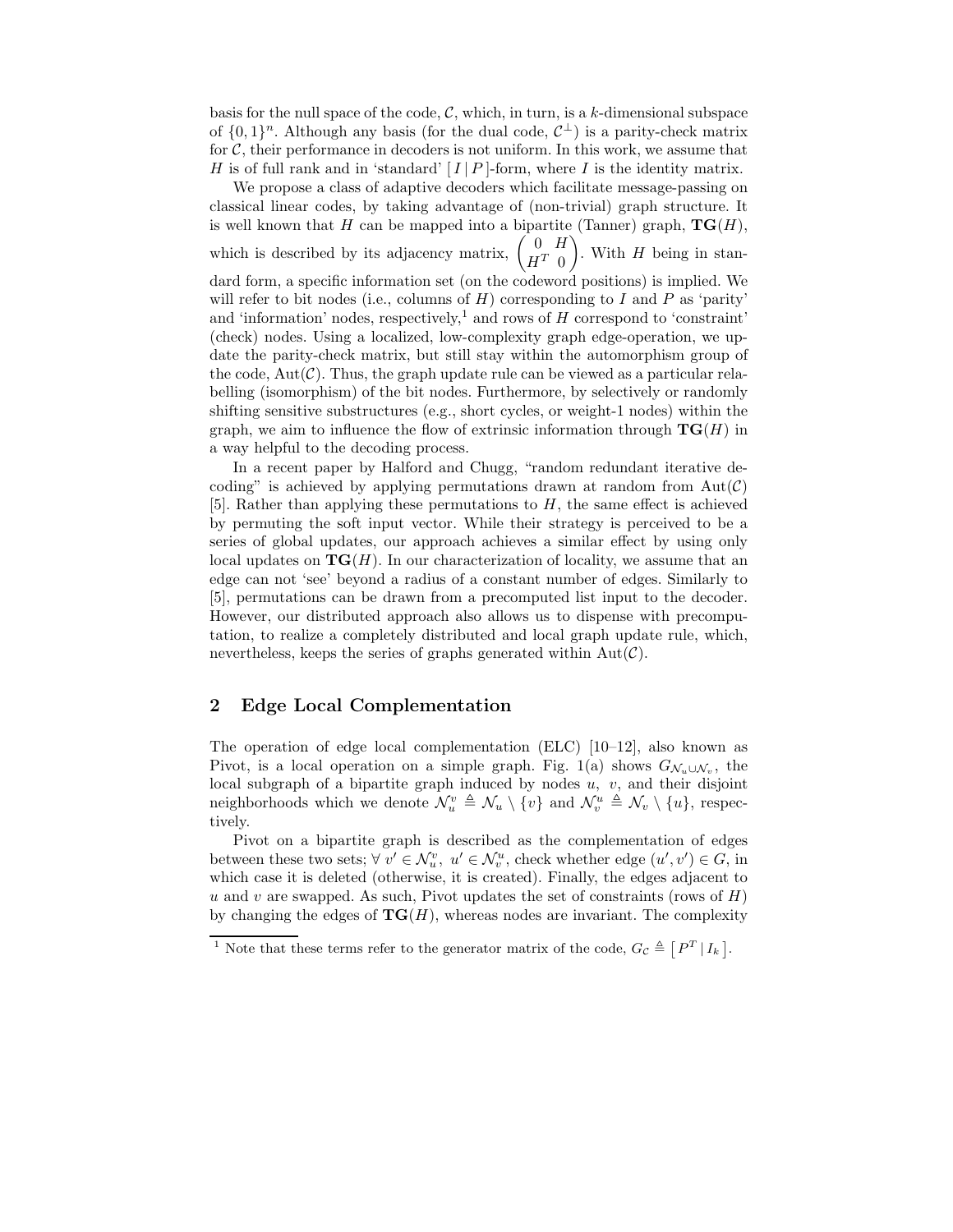basis for the null space of the code, $\mathcal{C}$, which, in turn, is a $k$-dimensional subspace of $\{0,1\}^n$. Although any basis (for the dual code, $\mathcal{C}^\perp$) is a parity-check matrix for $\mathcal{C}$, their performance in decoders is not uniform. In this work, we assume that $H$ is of full rank and in 'standard' $[\,I\,|\,P\,]$-form, where $I$ is the identity matrix.

We propose a class of adaptive decoders which facilitate message-passing on classical linear codes, by taking advantage of (non-trivial) graph structure. It is well known that $H$ can be mapped into a bipartite (Tanner) graph, $\mathbf{TG}(H)$, which is described by its adjacency matrix, $\begin{pmatrix} 0 & H \\ H^T & 0 \end{pmatrix}$. With $H$ being in standard form, a specific information set (on the codeword positions) is implied. We will refer to bit nodes (i.e., columns of $H$) corresponding to $I$ and $P$ as 'parity' and 'information' nodes, respectively,[1] and rows of $H$ correspond to 'constraint' (check) nodes. Using a localized, low-complexity graph edge-operation, we update the parity-check matrix, but still stay within the automorphism group of the code, $\mathrm{Aut}(\mathcal{C})$. Thus, the graph update rule can be viewed as a particular relabelling (isomorphism) of the bit nodes. Furthermore, by selectively or randomly shifting sensitive substructures (e.g., short cycles, or weight-1 nodes) within the graph, we aim to influence the flow of extrinsic information through $\mathbf{TG}(H)$ in a way helpful to the decoding process.

In a recent paper by Halford and Chugg, "random redundant iterative decoding" is achieved by applying permutations drawn at random from $\mathrm{Aut}(\mathcal{C})$ [5]. Rather than applying these permutations to $H$, the same effect is achieved by permuting the soft input vector. While their strategy is perceived to be a series of global updates, our approach achieves a similar effect by using only local updates on $\mathbf{TG}(H)$. In our characterization of locality, we assume that an edge can not 'see' beyond a radius of a constant number of edges. Similarly to [5], permutations can be drawn from a precomputed list input to the decoder. However, our distributed approach also allows us to dispense with precomputation, to realize a completely distributed and local graph update rule, which, nevertheless, keeps the series of graphs generated within $\mathrm{Aut}(\mathcal{C})$.

## 2 Edge Local Complementation

The operation of edge local complementation (ELC) [10–12], also known as Pivot, is a local operation on a simple graph. Fig. 1(a) shows $G_{\mathcal{N}_u \cup \mathcal{N}_v}$, the local subgraph of a bipartite graph induced by nodes $u$, $v$, and their disjoint neighborhoods which we denote $\mathcal{N}_u^v \triangleq \mathcal{N}_u \setminus \{v\}$ and $\mathcal{N}_v^u \triangleq \mathcal{N}_v \setminus \{u\}$, respectively.

Pivot on a bipartite graph is described as the complementation of edges between these two sets; $\forall\, v' \in \mathcal{N}_u^v,\; u' \in \mathcal{N}_v^u$, check whether edge $(u', v') \in G$, in which case it is deleted (otherwise, it is created). Finally, the edges adjacent to $u$ and $v$ are swapped. As such, Pivot updates the set of constraints (rows of $H$) by changing the edges of $\mathbf{TG}(H)$, whereas nodes are invariant. The complexity

[1] Note that these terms refer to the generator matrix of the code, $G_{\mathcal{C}} \triangleq \left[\, P^T \,|\, I_k \,\right]$.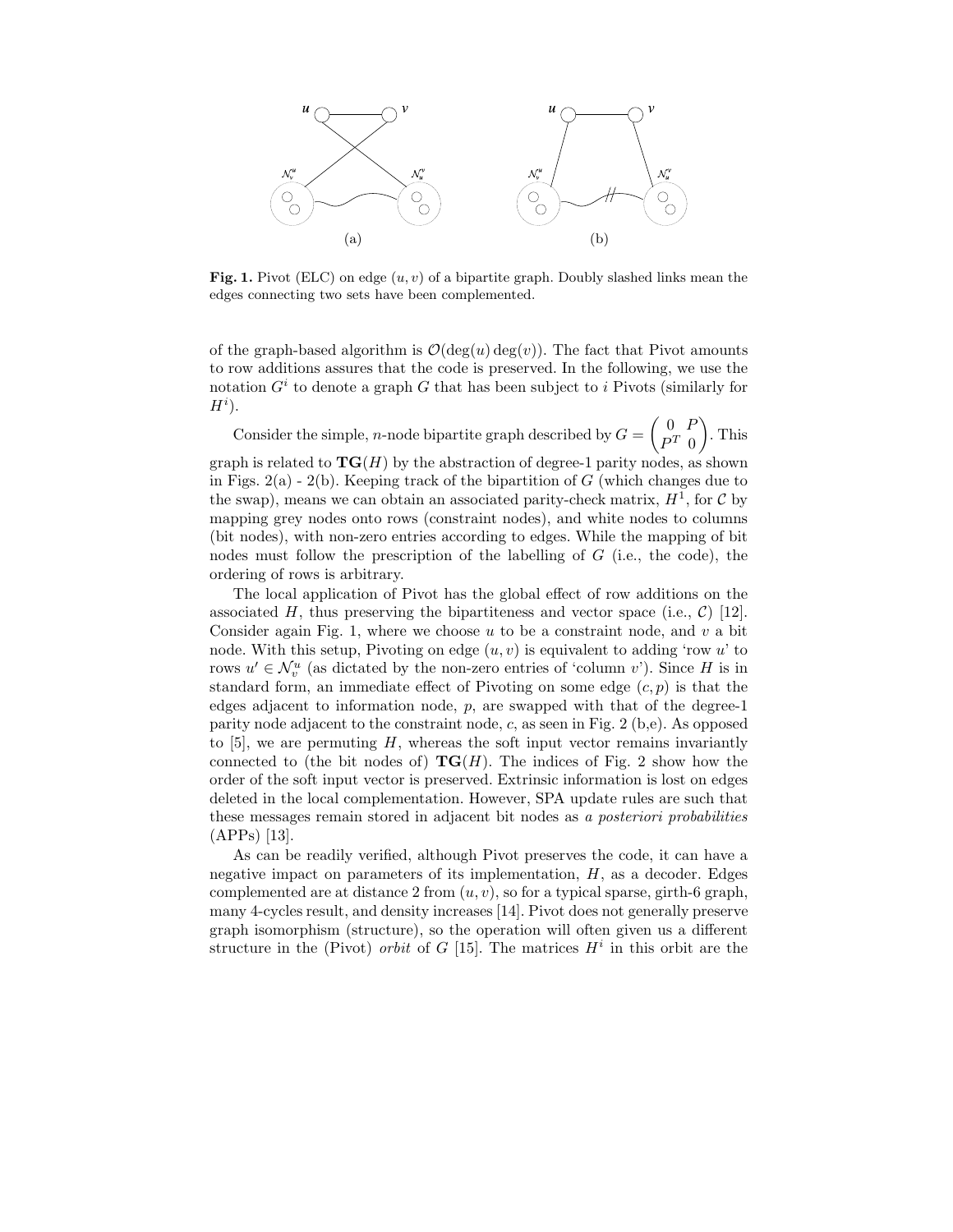**Fig. 1.** Pivot (ELC) on edge $(u, v)$ of a bipartite graph. Doubly slashed links mean the edges connecting two sets have been complemented.

of the graph-based algorithm is $\mathcal{O}(\deg(u)\deg(v))$. The fact that Pivot amounts to row additions assures that the code is preserved. In the following, we use the notation $G^i$ to denote a graph $G$ that has been subject to $i$ Pivots (similarly for $H^i$).

Consider the simple, $n$-node bipartite graph described by $G = \begin{pmatrix} 0 & P \\ P^T & 0 \end{pmatrix}$. This graph is related to $\mathbf{TG}(H)$ by the abstraction of degree-1 parity nodes, as shown in Figs. 2(a) - 2(b). Keeping track of the bipartition of $G$ (which changes due to the swap), means we can obtain an associated parity-check matrix, $H^1$, for $\mathcal{C}$ by mapping grey nodes onto rows (constraint nodes), and white nodes to columns (bit nodes), with non-zero entries according to edges. While the mapping of bit nodes must follow the prescription of the labelling of $G$ (i.e., the code), the ordering of rows is arbitrary.

The local application of Pivot has the global effect of row additions on the associated $H$, thus preserving the bipartiteness and vector space (i.e., $\mathcal{C}$) [12]. Consider again Fig. 1, where we choose $u$ to be a constraint node, and $v$ a bit node. With this setup, Pivoting on edge $(u, v)$ is equivalent to adding 'row $u$' to rows $u' \in \mathcal{N}_v^u$ (as dictated by the non-zero entries of 'column $v$'). Since $H$ is in standard form, an immediate effect of Pivoting on some edge $(c, p)$ is that the edges adjacent to information node, $p$, are swapped with that of the degree-1 parity node adjacent to the constraint node, $c$, as seen in Fig. 2 (b,e). As opposed to [5], we are permuting $H$, whereas the soft input vector remains invariantly connected to (the bit nodes of) $\mathbf{TG}(H)$. The indices of Fig. 2 show how the order of the soft input vector is preserved. Extrinsic information is lost on edges deleted in the local complementation. However, SPA update rules are such that these messages remain stored in adjacent bit nodes as *a posteriori probabilities* (APPs) [13].

As can be readily verified, although Pivot preserves the code, it can have a negative impact on parameters of its implementation, $H$, as a decoder. Edges complemented are at distance 2 from $(u, v)$, so for a typical sparse, girth-6 graph, many 4-cycles result, and density increases [14]. Pivot does not generally preserve graph isomorphism (structure), so the operation will often given us a different structure in the (Pivot) *orbit* of $G$ [15]. The matrices $H^i$ in this orbit are the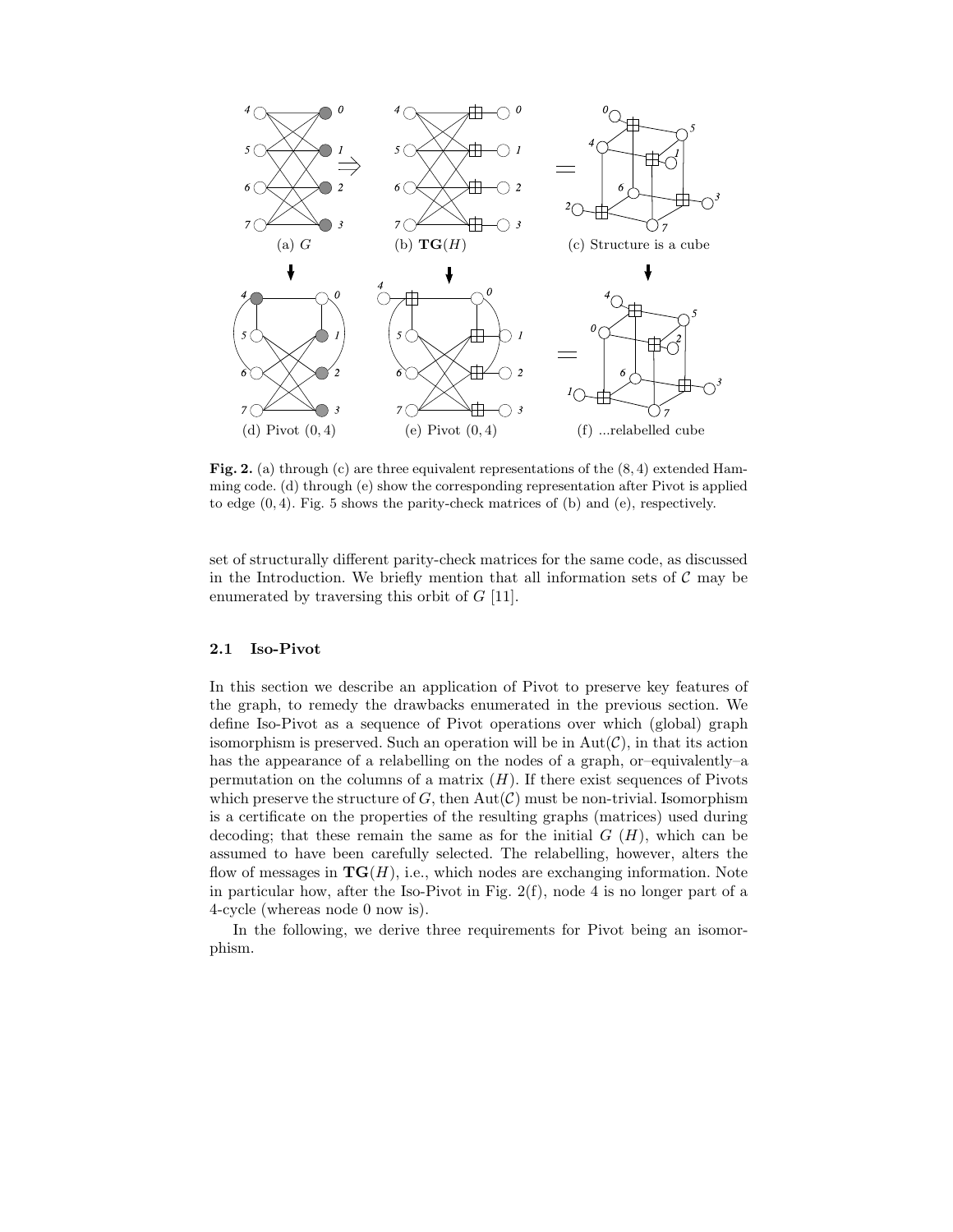**Fig. 2.** (a) through (c) are three equivalent representations of the $(8, 4)$ extended Hamming code. (d) through (e) show the corresponding representation after Pivot is applied to edge $(0, 4)$. Fig. 5 shows the parity-check matrices of (b) and (e), respectively.

set of structurally different parity-check matrices for the same code, as discussed in the Introduction. We briefly mention that all information sets of $\mathcal{C}$ may be enumerated by traversing this orbit of $G$ [11].

### 2.1 Iso-Pivot

In this section we describe an application of Pivot to preserve key features of the graph, to remedy the drawbacks enumerated in the previous section. We define Iso-Pivot as a sequence of Pivot operations over which (global) graph isomorphism is preserved. Such an operation will be in $\text{Aut}(\mathcal{C})$, in that its action has the appearance of a relabelling on the nodes of a graph, or–equivalently–a permutation on the columns of a matrix $(H)$. If there exist sequences of Pivots which preserve the structure of $G$, then $\text{Aut}(\mathcal{C})$ must be non-trivial. Isomorphism is a certificate on the properties of the resulting graphs (matrices) used during decoding; that these remain the same as for the initial $G$ $(H)$, which can be assumed to have been carefully selected. The relabelling, however, alters the flow of messages in $\mathbf{TG}(H)$, i.e., which nodes are exchanging information. Note in particular how, after the Iso-Pivot in Fig. 2(f), node 4 is no longer part of a 4-cycle (whereas node 0 now is).

In the following, we derive three requirements for Pivot being an isomorphism.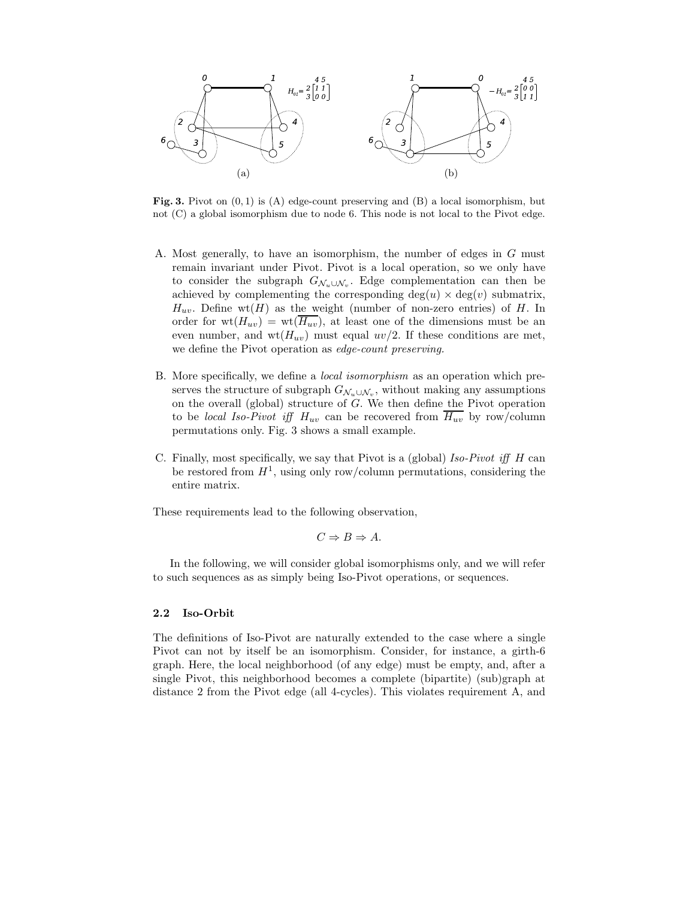(a)

(b)

**Fig. 3.** Pivot on $(0, 1)$ is (A) edge-count preserving and (B) a local isomorphism, but not (C) a global isomorphism due to node 6. This node is not local to the Pivot edge.

A. Most generally, to have an isomorphism, the number of edges in $G$ must remain invariant under Pivot. Pivot is a local operation, so we only have to consider the subgraph $G_{\mathcal{N}_u \cup \mathcal{N}_v}$. Edge complementation can then be achieved by complementing the corresponding $\deg(u) \times \deg(v)$ submatrix, $H_{uv}$. Define $\mathrm{wt}(H)$ as the weight (number of non-zero entries) of $H$. In order for $\mathrm{wt}(H_{uv}) = \mathrm{wt}(\overline{H_{uv}})$, at least one of the dimensions must be an even number, and $\mathrm{wt}(H_{uv})$ must equal $uv/2$. If these conditions are met, we define the Pivot operation as *edge-count preserving*.

B. More specifically, we define a *local isomorphism* as an operation which preserves the structure of subgraph $G_{\mathcal{N}_u \cup \mathcal{N}_v}$, without making any assumptions on the overall (global) structure of $G$. We then define the Pivot operation to be *local Iso-Pivot iff* $H_{uv}$ can be recovered from $\overline{H_{uv}}$ by row/column permutations only. Fig. 3 shows a small example.

C. Finally, most specifically, we say that Pivot is a (global) *Iso-Pivot iff* $H$ can be restored from $H^1$, using only row/column permutations, considering the entire matrix.

These requirements lead to the following observation,

$$C \Rightarrow B \Rightarrow A.$$

In the following, we will consider global isomorphisms only, and we will refer to such sequences as as simply being Iso-Pivot operations, or sequences.

### 2.2 Iso-Orbit

The definitions of Iso-Pivot are naturally extended to the case where a single Pivot can not by itself be an isomorphism. Consider, for instance, a girth-6 graph. Here, the local neighborhood (of any edge) must be empty, and, after a single Pivot, this neighborhood becomes a complete (bipartite) (sub)graph at distance 2 from the Pivot edge (all 4-cycles). This violates requirement A, and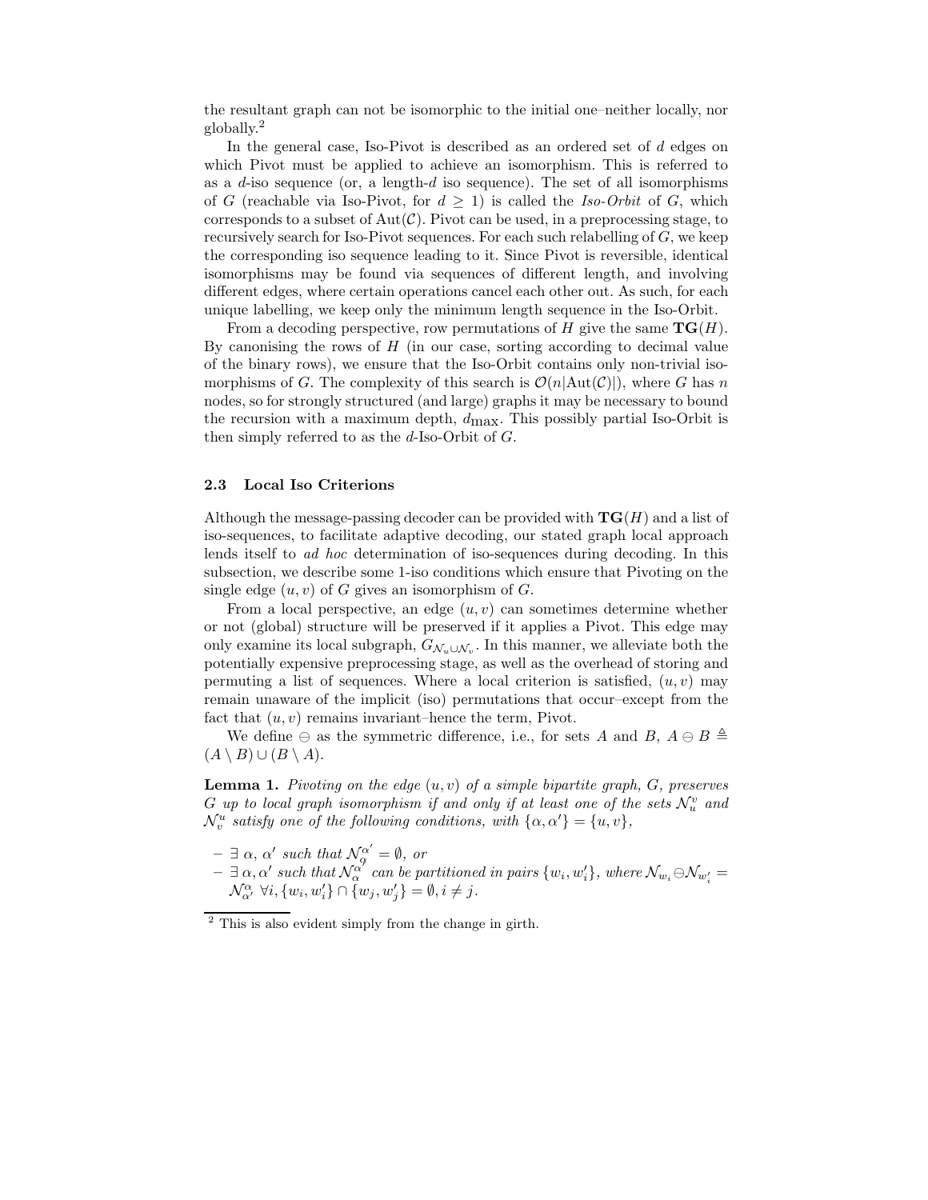the resultant graph can not be isomorphic to the initial one–neither locally, nor globally.[2]

In the general case, Iso-Pivot is described as an ordered set of $d$ edges on which Pivot must be applied to achieve an isomorphism. This is referred to as a $d$-iso sequence (or, a length-$d$ iso sequence). The set of all isomorphisms of $G$ (reachable via Iso-Pivot, for $d \geq 1$) is called the *Iso-Orbit* of $G$, which corresponds to a subset of $\mathrm{Aut}(\mathcal{C})$. Pivot can be used, in a preprocessing stage, to recursively search for Iso-Pivot sequences. For each such relabelling of $G$, we keep the corresponding iso sequence leading to it. Since Pivot is reversible, identical isomorphisms may be found via sequences of different length, and involving different edges, where certain operations cancel each other out. As such, for each unique labelling, we keep only the minimum length sequence in the Iso-Orbit.

From a decoding perspective, row permutations of $H$ give the same $\mathbf{TG}(H)$. By canonising the rows of $H$ (in our case, sorting according to decimal value of the binary rows), we ensure that the Iso-Orbit contains only non-trivial isomorphisms of $G$. The complexity of this search is $\mathcal{O}(n|\mathrm{Aut}(\mathcal{C})|)$, where $G$ has $n$ nodes, so for strongly structured (and large) graphs it may be necessary to bound the recursion with a maximum depth, $d_{\max}$. This possibly partial Iso-Orbit is then simply referred to as the $d$-Iso-Orbit of $G$.

### 2.3 Local Iso Criterions

Although the message-passing decoder can be provided with $\mathbf{TG}(H)$ and a list of iso-sequences, to facilitate adaptive decoding, our stated graph local approach lends itself to *ad hoc* determination of iso-sequences during decoding. In this subsection, we describe some 1-iso conditions which ensure that Pivoting on the single edge $(u, v)$ of $G$ gives an isomorphism of $G$.

From a local perspective, an edge $(u, v)$ can sometimes determine whether or not (global) structure will be preserved if it applies a Pivot. This edge may only examine its local subgraph, $G_{\mathcal{N}_u \cup \mathcal{N}_v}$. In this manner, we alleviate both the potentially expensive preprocessing stage, as well as the overhead of storing and permuting a list of sequences. Where a local criterion is satisfied, $(u, v)$ may remain unaware of the implicit (iso) permutations that occur–except from the fact that $(u, v)$ remains invariant–hence the term, Pivot.

We define $\ominus$ as the symmetric difference, i.e., for sets $A$ and $B$, $A \ominus B \triangleq (A \setminus B) \cup (B \setminus A)$.

**Lemma 1.** *Pivoting on the edge $(u, v)$ of a simple bipartite graph, $G$, preserves $G$ up to local graph isomorphism if and only if at least one of the sets $\mathcal{N}_u^v$ and $\mathcal{N}_v^u$ satisfy one of the following conditions, with $\{\alpha, \alpha'\} = \{u, v\}$,*

- *$\exists\ \alpha,\ \alpha'$ such that $\mathcal{N}_\alpha^{\alpha'} = \emptyset$, or*
- *$\exists\ \alpha, \alpha'$ such that $\mathcal{N}_\alpha^{\alpha'}$ can be partitioned in pairs $\{w_i, w_i'\}$, where $\mathcal{N}_{w_i} \ominus \mathcal{N}_{w_i'} = \mathcal{N}_{\alpha'}^{\alpha}$ $\forall i, \{w_i, w_i'\} \cap \{w_j, w_j'\} = \emptyset, i \neq j$.*

[2] This is also evident simply from the change in girth.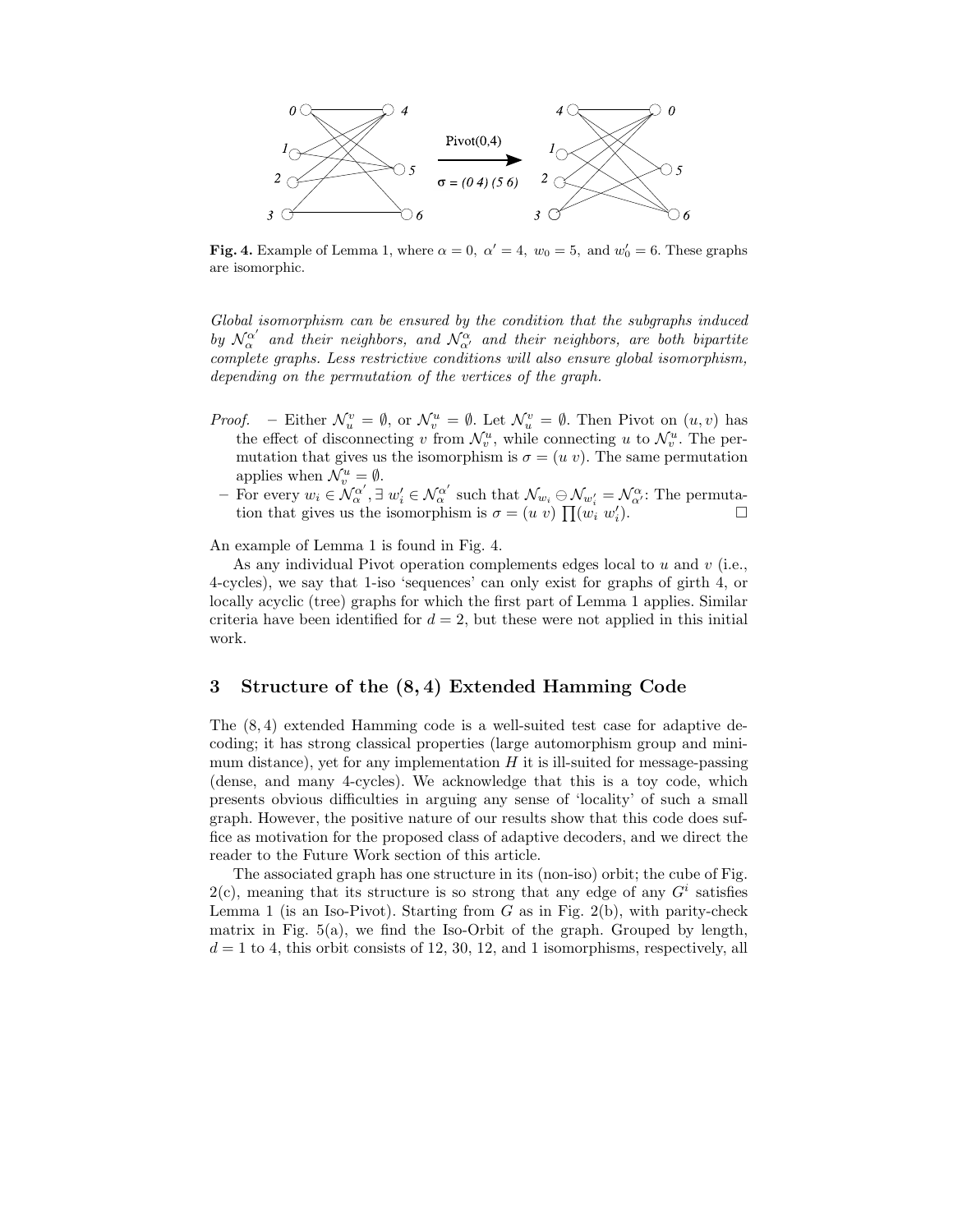**Fig. 4.** Example of Lemma 1, where $\alpha = 0,\ \alpha' = 4,\ w_0 = 5$, and $w'_0 = 6$. These graphs are isomorphic.

*Global isomorphism can be ensured by the condition that the subgraphs induced by $\mathcal{N}_{\alpha}^{\alpha'}$ and their neighbors, and $\mathcal{N}_{\alpha'}^{\alpha}$ and their neighbors, are both bipartite complete graphs. Less restrictive conditions will also ensure global isomorphism, depending on the permutation of the vertices of the graph.*

*Proof.*

- Either $\mathcal{N}_u^v = \emptyset$, or $\mathcal{N}_v^u = \emptyset$. Let $\mathcal{N}_u^v = \emptyset$. Then Pivot on $(u, v)$ has the effect of disconnecting $v$ from $\mathcal{N}_v^u$, while connecting $u$ to $\mathcal{N}_v^u$. The permutation that gives us the isomorphism is $\sigma = (u\ v)$. The same permutation applies when $\mathcal{N}_v^u = \emptyset$.
- For every $w_i \in \mathcal{N}_{\alpha}^{\alpha'}$, $\exists\ w'_i \in \mathcal{N}_{\alpha}^{\alpha'}$ such that $\mathcal{N}_{w_i} \ominus \mathcal{N}_{w'_i} = \mathcal{N}_{\alpha'}^{\alpha}$: The permutation that gives us the isomorphism is $\sigma = (u\ v) \prod (w_i\ w'_i)$. □

An example of Lemma 1 is found in Fig. 4.

As any individual Pivot operation complements edges local to $u$ and $v$ (i.e., 4-cycles), we say that 1-iso 'sequences' can only exist for graphs of girth 4, or locally acyclic (tree) graphs for which the first part of Lemma 1 applies. Similar criteria have been identified for $d = 2$, but these were not applied in this initial work.

## 3 Structure of the $(8, 4)$ Extended Hamming Code

The $(8, 4)$ extended Hamming code is a well-suited test case for adaptive decoding; it has strong classical properties (large automorphism group and minimum distance), yet for any implementation $H$ it is ill-suited for message-passing (dense, and many 4-cycles). We acknowledge that this is a toy code, which presents obvious difficulties in arguing any sense of 'locality' of such a small graph. However, the positive nature of our results show that this code does suffice as motivation for the proposed class of adaptive decoders, and we direct the reader to the Future Work section of this article.

The associated graph has one structure in its (non-iso) orbit; the cube of Fig. 2(c), meaning that its structure is so strong that any edge of any $G^i$ satisfies Lemma 1 (is an Iso-Pivot). Starting from $G$ as in Fig. 2(b), with parity-check matrix in Fig. 5(a), we find the Iso-Orbit of the graph. Grouped by length, $d = 1$ to 4, this orbit consists of 12, 30, 12, and 1 isomorphisms, respectively, all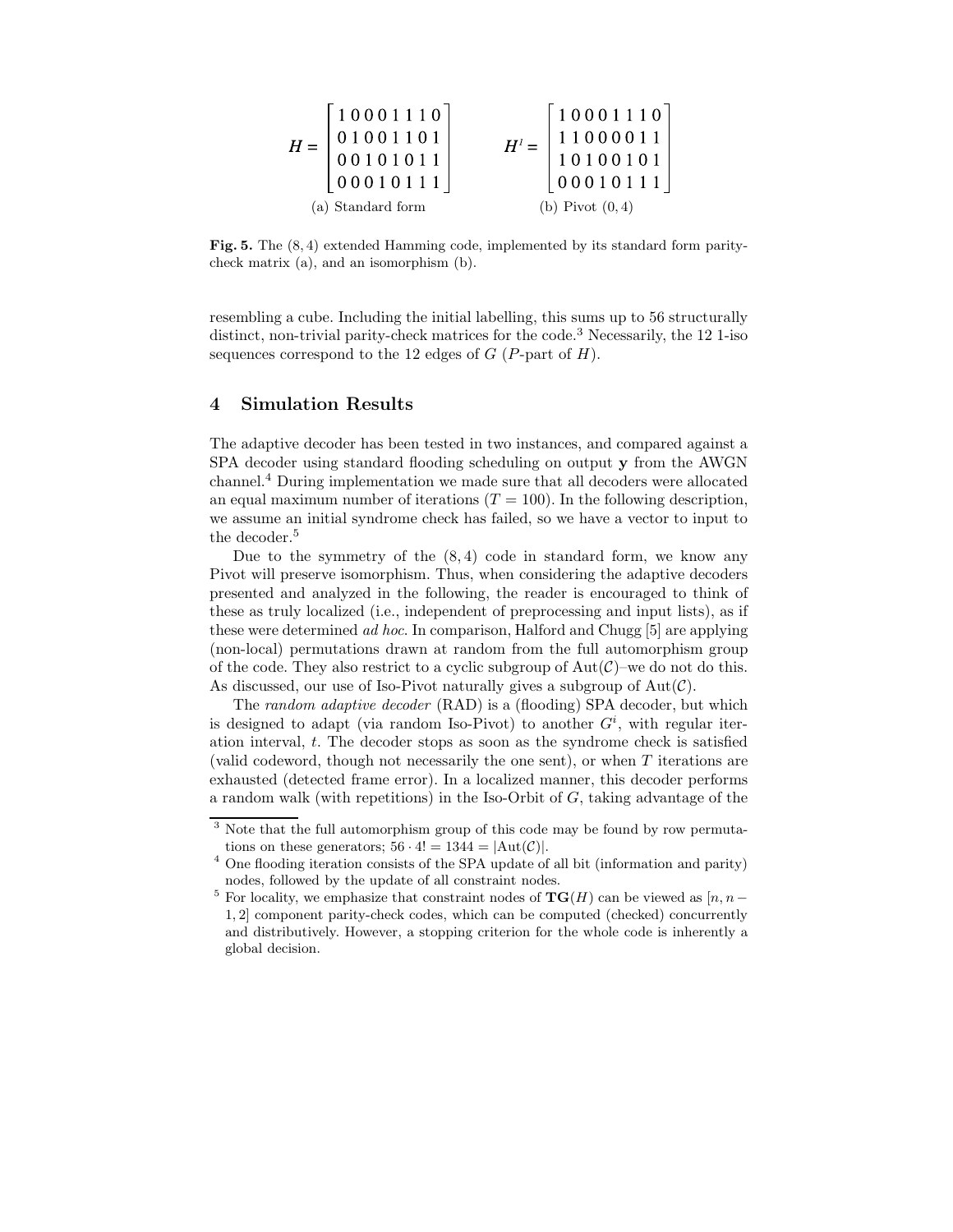$$H = \begin{bmatrix} 1\,0\,0\,0\,1\,1\,1\,0 \\ 0\,1\,0\,0\,1\,1\,0\,1 \\ 0\,0\,1\,0\,1\,0\,1\,1 \\ 0\,0\,0\,1\,0\,1\,1\,1 \end{bmatrix} \qquad H^1 = \begin{bmatrix} 1\,0\,0\,0\,1\,1\,1\,0 \\ 1\,1\,0\,0\,0\,0\,1\,1 \\ 1\,0\,1\,0\,0\,1\,0\,1 \\ 0\,0\,0\,1\,0\,1\,1\,1 \end{bmatrix}$$

(a) Standard form (b) Pivot $(0, 4)$

**Fig. 5.** The $(8, 4)$ extended Hamming code, implemented by its standard form parity-check matrix (a), and an isomorphism (b).

resembling a cube. Including the initial labelling, this sums up to 56 structurally distinct, non-trivial parity-check matrices for the code.[3] Necessarily, the 12 1-iso sequences correspond to the 12 edges of $G$ ($P$-part of $H$).

## 4 Simulation Results

The adaptive decoder has been tested in two instances, and compared against a SPA decoder using standard flooding scheduling on output $\mathbf{y}$ from the AWGN channel.[4] During implementation we made sure that all decoders were allocated an equal maximum number of iterations ($T = 100$). In the following description, we assume an initial syndrome check has failed, so we have a vector to input to the decoder.[5]

Due to the symmetry of the $(8, 4)$ code in standard form, we know any Pivot will preserve isomorphism. Thus, when considering the adaptive decoders presented and analyzed in the following, the reader is encouraged to think of these as truly localized (i.e., independent of preprocessing and input lists), as if these were determined *ad hoc*. In comparison, Halford and Chugg [5] are applying (non-local) permutations drawn at random from the full automorphism group of the code. They also restrict to a cyclic subgroup of $\mathrm{Aut}(\mathcal{C})$–we do not do this. As discussed, our use of Iso-Pivot naturally gives a subgroup of $\mathrm{Aut}(\mathcal{C})$.

The *random adaptive decoder* (RAD) is a (flooding) SPA decoder, but which is designed to adapt (via random Iso-Pivot) to another $G^i$, with regular iteration interval, $t$. The decoder stops as soon as the syndrome check is satisfied (valid codeword, though not necessarily the one sent), or when $T$ iterations are exhausted (detected frame error). In a localized manner, this decoder performs a random walk (with repetitions) in the Iso-Orbit of $G$, taking advantage of the

---

[3] Note that the full automorphism group of this code may be found by row permutations on these generators; $56 \cdot 4! = 1344 = |\mathrm{Aut}(\mathcal{C})|$.

[4] One flooding iteration consists of the SPA update of all bit (information and parity) nodes, followed by the update of all constraint nodes.

[5] For locality, we emphasize that constraint nodes of $\mathbf{TG}(H)$ can be viewed as $[n, n-1, 2]$ component parity-check codes, which can be computed (checked) concurrently and distributively. However, a stopping criterion for the whole code is inherently a global decision.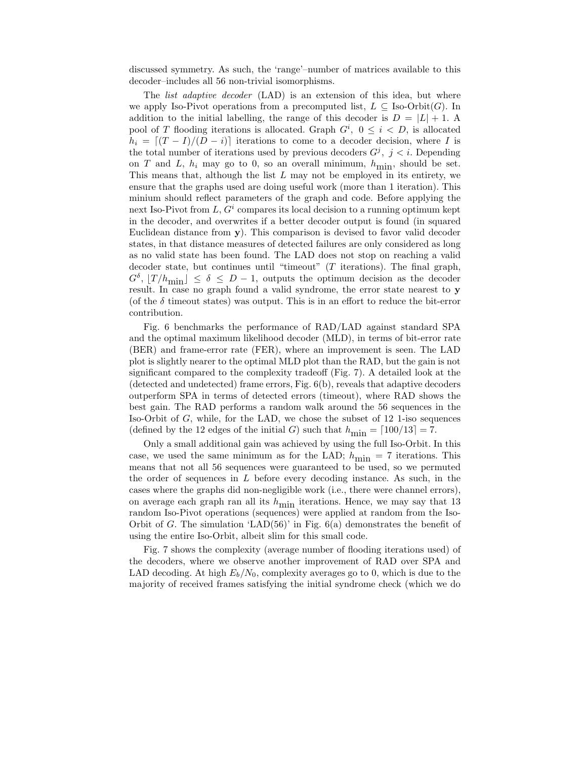discussed symmetry. As such, the 'range'–number of matrices available to this decoder–includes all 56 non-trivial isomorphisms.

The *list adaptive decoder* (LAD) is an extension of this idea, but where we apply Iso-Pivot operations from a precomputed list, $L \subseteq \text{Iso-Orbit}(G)$. In addition to the initial labelling, the range of this decoder is $D = |L| + 1$. A pool of $T$ flooding iterations is allocated. Graph $G^i$, $0 \leq i < D$, is allocated $h_i = \lceil (T - I)/(D - i) \rceil$ iterations to come to a decoder decision, where $I$ is the total number of iterations used by previous decoders $G^j$, $j < i$. Depending on $T$ and $L$, $h_i$ may go to 0, so an overall minimum, $h_{\text{min}}$, should be set. This means that, although the list $L$ may not be employed in its entirety, we ensure that the graphs used are doing useful work (more than 1 iteration). This minium should reflect parameters of the graph and code. Before applying the next Iso-Pivot from $L$, $G^i$ compares its local decision to a running optimum kept in the decoder, and overwrites if a better decoder output is found (in squared Euclidean distance from $\mathbf{y}$). This comparison is devised to favor valid decoder states, in that distance measures of detected failures are only considered as long as no valid state has been found. The LAD does not stop on reaching a valid decoder state, but continues until "timeout" ($T$ iterations). The final graph, $G^{\delta}$, $\lfloor T/h_{\text{min}} \rfloor \leq \delta \leq D - 1$, outputs the optimum decision as the decoder result. In case no graph found a valid syndrome, the error state nearest to $\mathbf{y}$ (of the $\delta$ timeout states) was output. This is in an effort to reduce the bit-error contribution.

Fig. 6 benchmarks the performance of RAD/LAD against standard SPA and the optimal maximum likelihood decoder (MLD), in terms of bit-error rate (BER) and frame-error rate (FER), where an improvement is seen. The LAD plot is slightly nearer to the optimal MLD plot than the RAD, but the gain is not significant compared to the complexity tradeoff (Fig. 7). A detailed look at the (detected and undetected) frame errors, Fig. 6(b), reveals that adaptive decoders outperform SPA in terms of detected errors (timeout), where RAD shows the best gain. The RAD performs a random walk around the 56 sequences in the Iso-Orbit of $G$, while, for the LAD, we chose the subset of 12 1-iso sequences (defined by the 12 edges of the initial $G$) such that $h_{\text{min}} = \lceil 100/13 \rceil = 7$.

Only a small additional gain was achieved by using the full Iso-Orbit. In this case, we used the same minimum as for the LAD; $h_{\text{min}} = 7$ iterations. This means that not all 56 sequences were guaranteed to be used, so we permuted the order of sequences in $L$ before every decoding instance. As such, in the cases where the graphs did non-negligible work (i.e., there were channel errors), on average each graph ran all its $h_{\text{min}}$ iterations. Hence, we may say that 13 random Iso-Pivot operations (sequences) were applied at random from the Iso-Orbit of $G$. The simulation 'LAD(56)' in Fig. 6(a) demonstrates the benefit of using the entire Iso-Orbit, albeit slim for this small code.

Fig. 7 shows the complexity (average number of flooding iterations used) of the decoders, where we observe another improvement of RAD over SPA and LAD decoding. At high $E_b/N_0$, complexity averages go to 0, which is due to the majority of received frames satisfying the initial syndrome check (which we do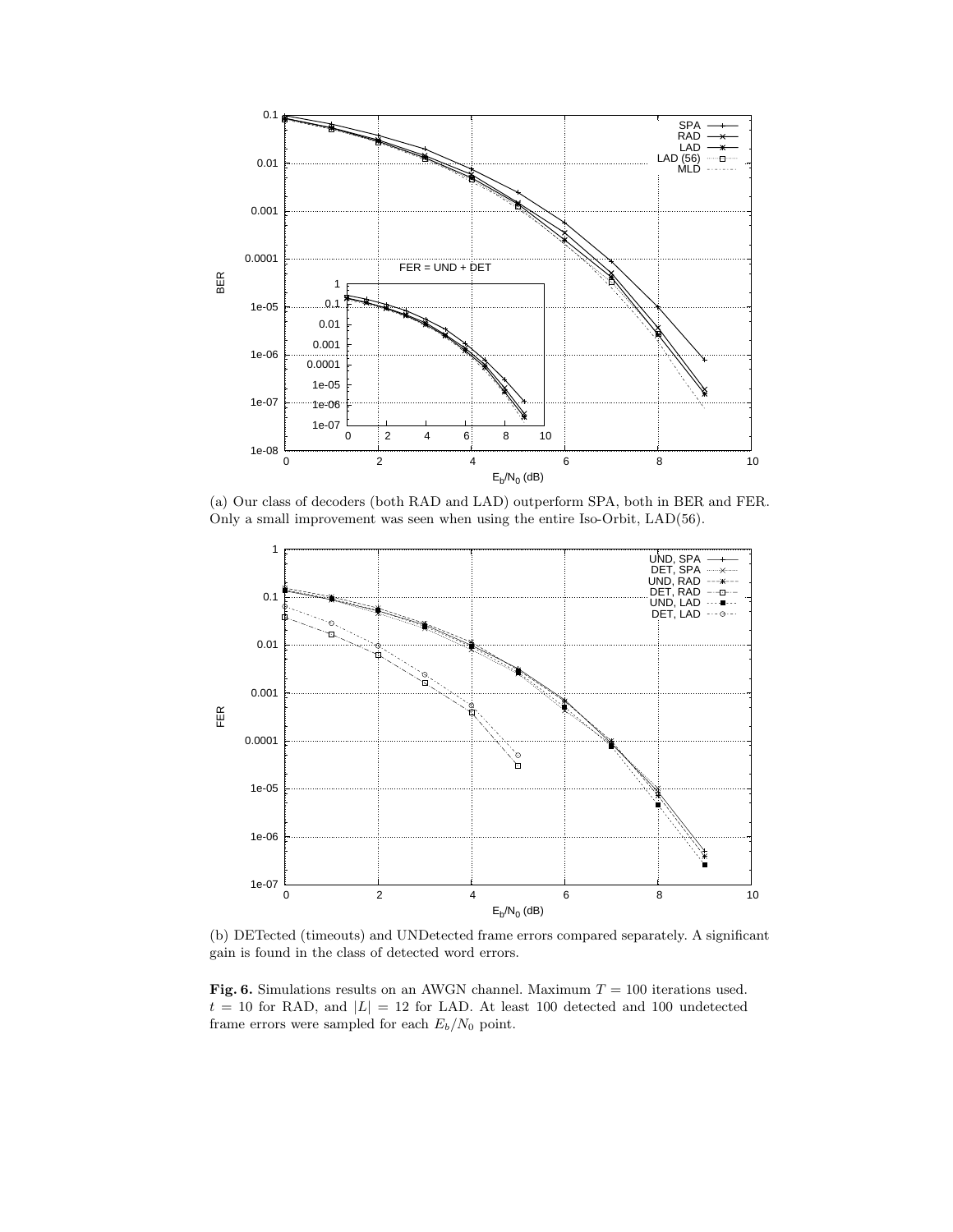(a) Our class of decoders (both RAD and LAD) outperform SPA, both in BER and FER. Only a small improvement was seen when using the entire Iso-Orbit, LAD(56).

(b) DETected (timeouts) and UNDetected frame errors compared separately. A significant gain is found in the class of detected word errors.

**Fig. 6.** Simulations results on an AWGN channel. Maximum $T = 100$ iterations used. $t = 10$ for RAD, and $|L| = 12$ for LAD. At least 100 detected and 100 undetected frame errors were sampled for each $E_b/N_0$ point.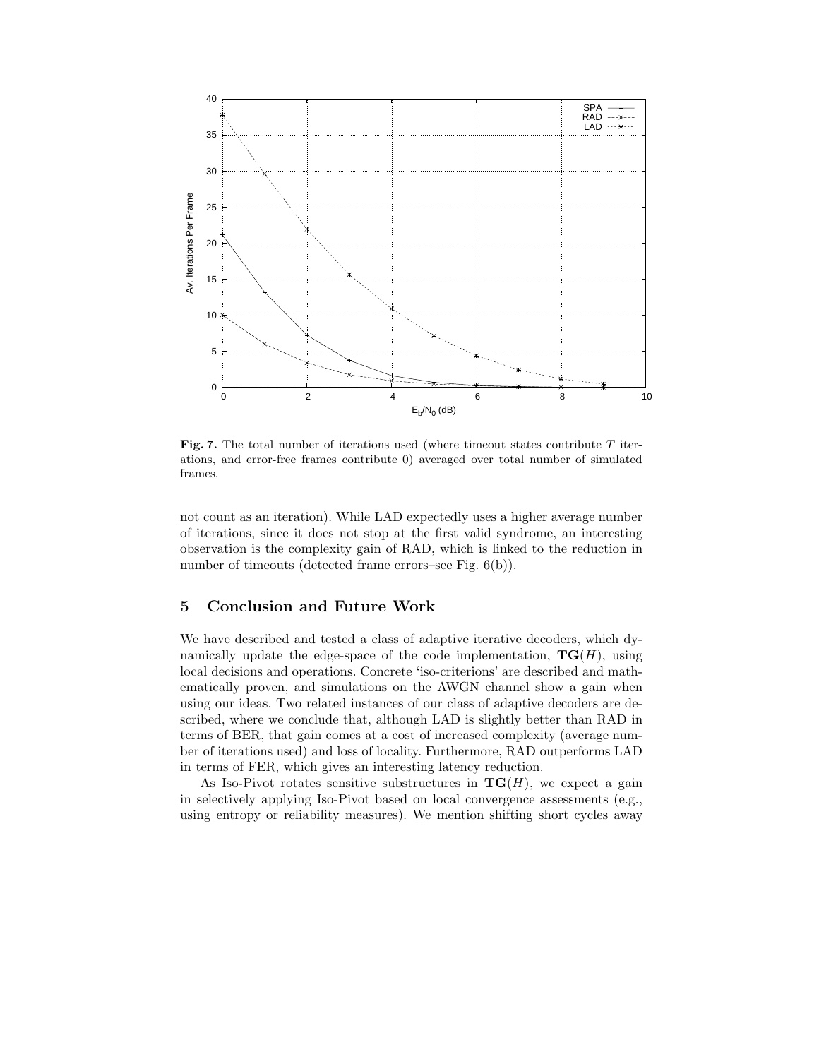**Fig. 7.** The total number of iterations used (where timeout states contribute $T$ iterations, and error-free frames contribute 0) averaged over total number of simulated frames.

not count as an iteration). While LAD expectedly uses a higher average number of iterations, since it does not stop at the first valid syndrome, an interesting observation is the complexity gain of RAD, which is linked to the reduction in number of timeouts (detected frame errors–see Fig. 6(b)).

## 5 Conclusion and Future Work

We have described and tested a class of adaptive iterative decoders, which dynamically update the edge-space of the code implementation, $\mathbf{TG}(H)$, using local decisions and operations. Concrete 'iso-criterions' are described and mathematically proven, and simulations on the AWGN channel show a gain when using our ideas. Two related instances of our class of adaptive decoders are described, where we conclude that, although LAD is slightly better than RAD in terms of BER, that gain comes at a cost of increased complexity (average number of iterations used) and loss of locality. Furthermore, RAD outperforms LAD in terms of FER, which gives an interesting latency reduction.

As Iso-Pivot rotates sensitive substructures in $\mathbf{TG}(H)$, we expect a gain in selectively applying Iso-Pivot based on local convergence assessments (e.g., using entropy or reliability measures). We mention shifting short cycles away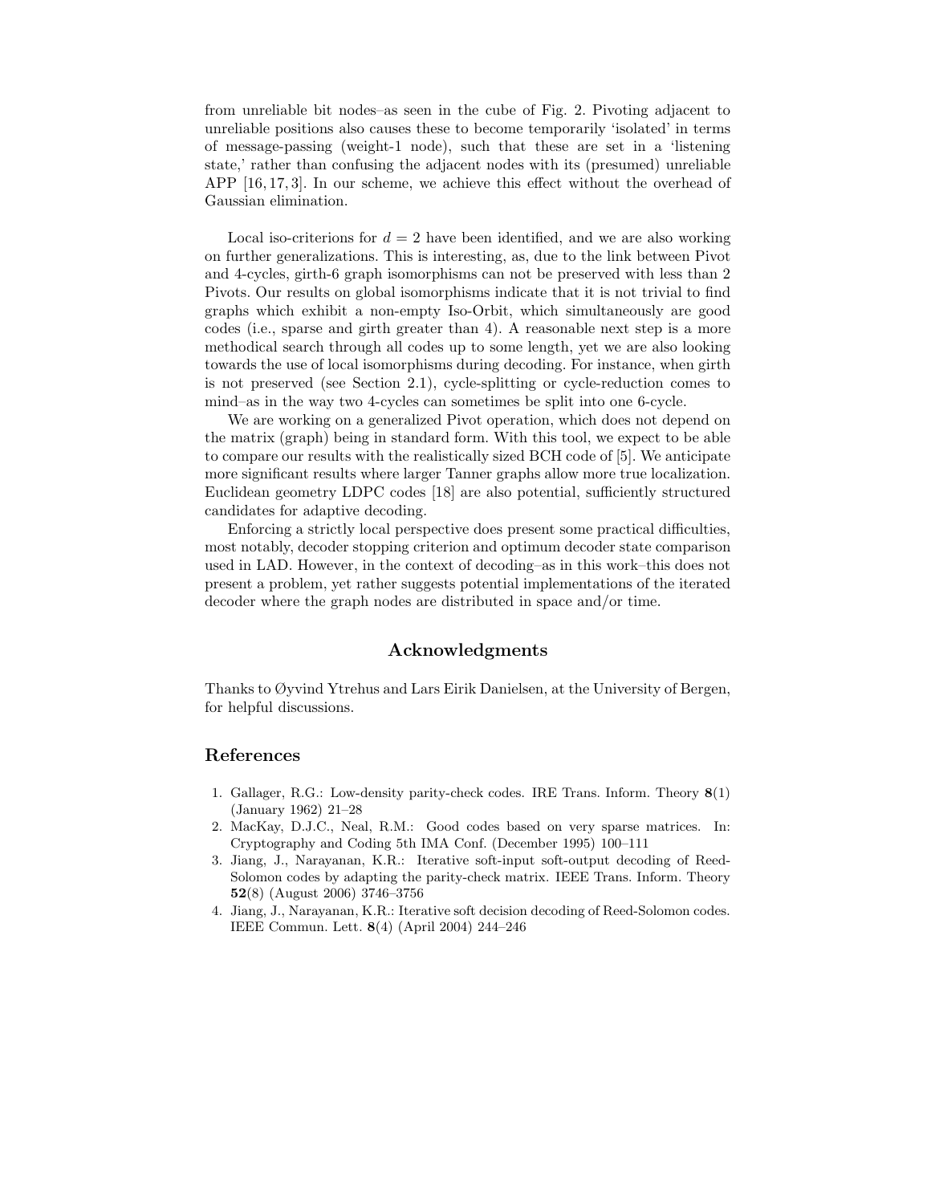from unreliable bit nodes–as seen in the cube of Fig. 2. Pivoting adjacent to unreliable positions also causes these to become temporarily 'isolated' in terms of message-passing (weight-1 node), such that these are set in a 'listening state,' rather than confusing the adjacent nodes with its (presumed) unreliable APP [16, 17, 3]. In our scheme, we achieve this effect without the overhead of Gaussian elimination.

Local iso-criterions for $d = 2$ have been identified, and we are also working on further generalizations. This is interesting, as, due to the link between Pivot and 4-cycles, girth-6 graph isomorphisms can not be preserved with less than 2 Pivots. Our results on global isomorphisms indicate that it is not trivial to find graphs which exhibit a non-empty Iso-Orbit, which simultaneously are good codes (i.e., sparse and girth greater than 4). A reasonable next step is a more methodical search through all codes up to some length, yet we are also looking towards the use of local isomorphisms during decoding. For instance, when girth is not preserved (see Section 2.1), cycle-splitting or cycle-reduction comes to mind–as in the way two 4-cycles can sometimes be split into one 6-cycle.

We are working on a generalized Pivot operation, which does not depend on the matrix (graph) being in standard form. With this tool, we expect to be able to compare our results with the realistically sized BCH code of [5]. We anticipate more significant results where larger Tanner graphs allow more true localization. Euclidean geometry LDPC codes [18] are also potential, sufficiently structured candidates for adaptive decoding.

Enforcing a strictly local perspective does present some practical difficulties, most notably, decoder stopping criterion and optimum decoder state comparison used in LAD. However, in the context of decoding–as in this work–this does not present a problem, yet rather suggests potential implementations of the iterated decoder where the graph nodes are distributed in space and/or time.

## Acknowledgments

Thanks to Øyvind Ytrehus and Lars Eirik Danielsen, at the University of Bergen, for helpful discussions.

## References

1. Gallager, R.G.: Low-density parity-check codes. IRE Trans. Inform. Theory **8**(1) (January 1962) 21–28
2. MacKay, D.J.C., Neal, R.M.: Good codes based on very sparse matrices. In: Cryptography and Coding 5th IMA Conf. (December 1995) 100–111
3. Jiang, J., Narayanan, K.R.: Iterative soft-input soft-output decoding of Reed-Solomon codes by adapting the parity-check matrix. IEEE Trans. Inform. Theory **52**(8) (August 2006) 3746–3756
4. Jiang, J., Narayanan, K.R.: Iterative soft decision decoding of Reed-Solomon codes. IEEE Commun. Lett. **8**(4) (April 2004) 244–246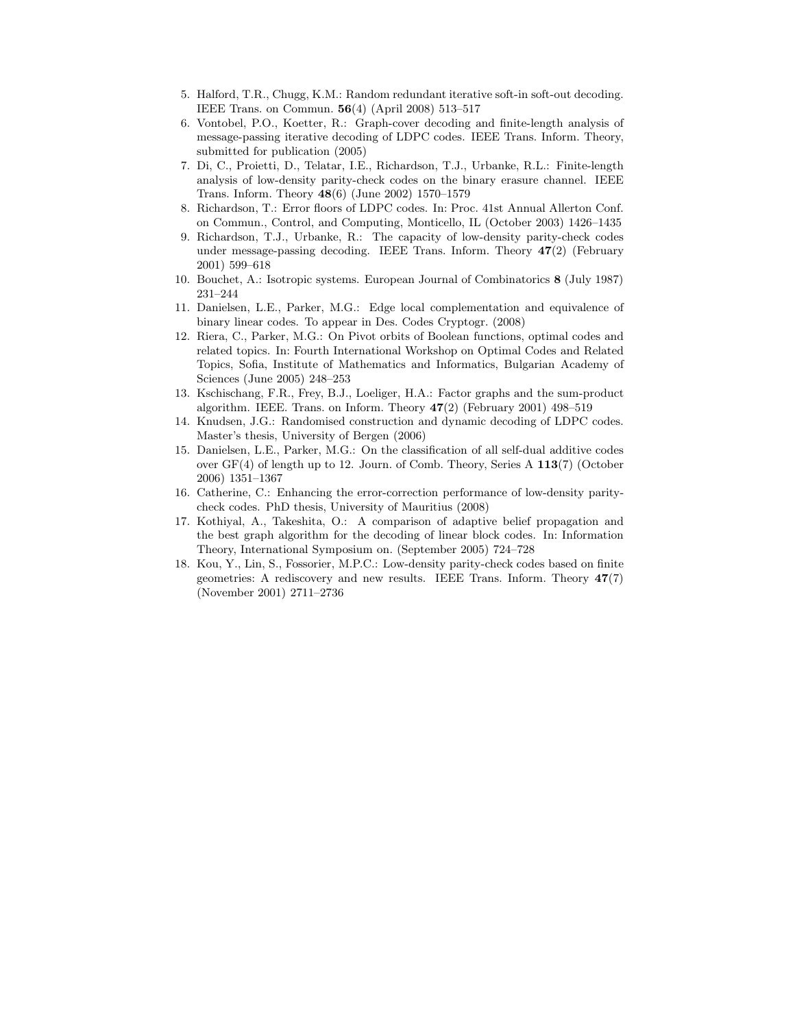5. Halford, T.R., Chugg, K.M.: Random redundant iterative soft-in soft-out decoding. IEEE Trans. on Commun. **56**(4) (April 2008) 513–517
6. Vontobel, P.O., Koetter, R.: Graph-cover decoding and finite-length analysis of message-passing iterative decoding of LDPC codes. IEEE Trans. Inform. Theory, submitted for publication (2005)
7. Di, C., Proietti, D., Telatar, I.E., Richardson, T.J., Urbanke, R.L.: Finite-length analysis of low-density parity-check codes on the binary erasure channel. IEEE Trans. Inform. Theory **48**(6) (June 2002) 1570–1579
8. Richardson, T.: Error floors of LDPC codes. In: Proc. 41st Annual Allerton Conf. on Commun., Control, and Computing, Monticello, IL (October 2003) 1426–1435
9. Richardson, T.J., Urbanke, R.: The capacity of low-density parity-check codes under message-passing decoding. IEEE Trans. Inform. Theory **47**(2) (February 2001) 599–618
10. Bouchet, A.: Isotropic systems. European Journal of Combinatorics **8** (July 1987) 231–244
11. Danielsen, L.E., Parker, M.G.: Edge local complementation and equivalence of binary linear codes. To appear in Des. Codes Cryptogr. (2008)
12. Riera, C., Parker, M.G.: On Pivot orbits of Boolean functions, optimal codes and related topics. In: Fourth International Workshop on Optimal Codes and Related Topics, Sofia, Institute of Mathematics and Informatics, Bulgarian Academy of Sciences (June 2005) 248–253
13. Kschischang, F.R., Frey, B.J., Loeliger, H.A.: Factor graphs and the sum-product algorithm. IEEE. Trans. on Inform. Theory **47**(2) (February 2001) 498–519
14. Knudsen, J.G.: Randomised construction and dynamic decoding of LDPC codes. Master's thesis, University of Bergen (2006)
15. Danielsen, L.E., Parker, M.G.: On the classification of all self-dual additive codes over GF(4) of length up to 12. Journ. of Comb. Theory, Series A **113**(7) (October 2006) 1351–1367
16. Catherine, C.: Enhancing the error-correction performance of low-density parity-check codes. PhD thesis, University of Mauritius (2008)
17. Kothiyal, A., Takeshita, O.: A comparison of adaptive belief propagation and the best graph algorithm for the decoding of linear block codes. In: Information Theory, International Symposium on. (September 2005) 724–728
18. Kou, Y., Lin, S., Fossorier, M.P.C.: Low-density parity-check codes based on finite geometries: A rediscovery and new results. IEEE Trans. Inform. Theory **47**(7) (November 2001) 2711–2736